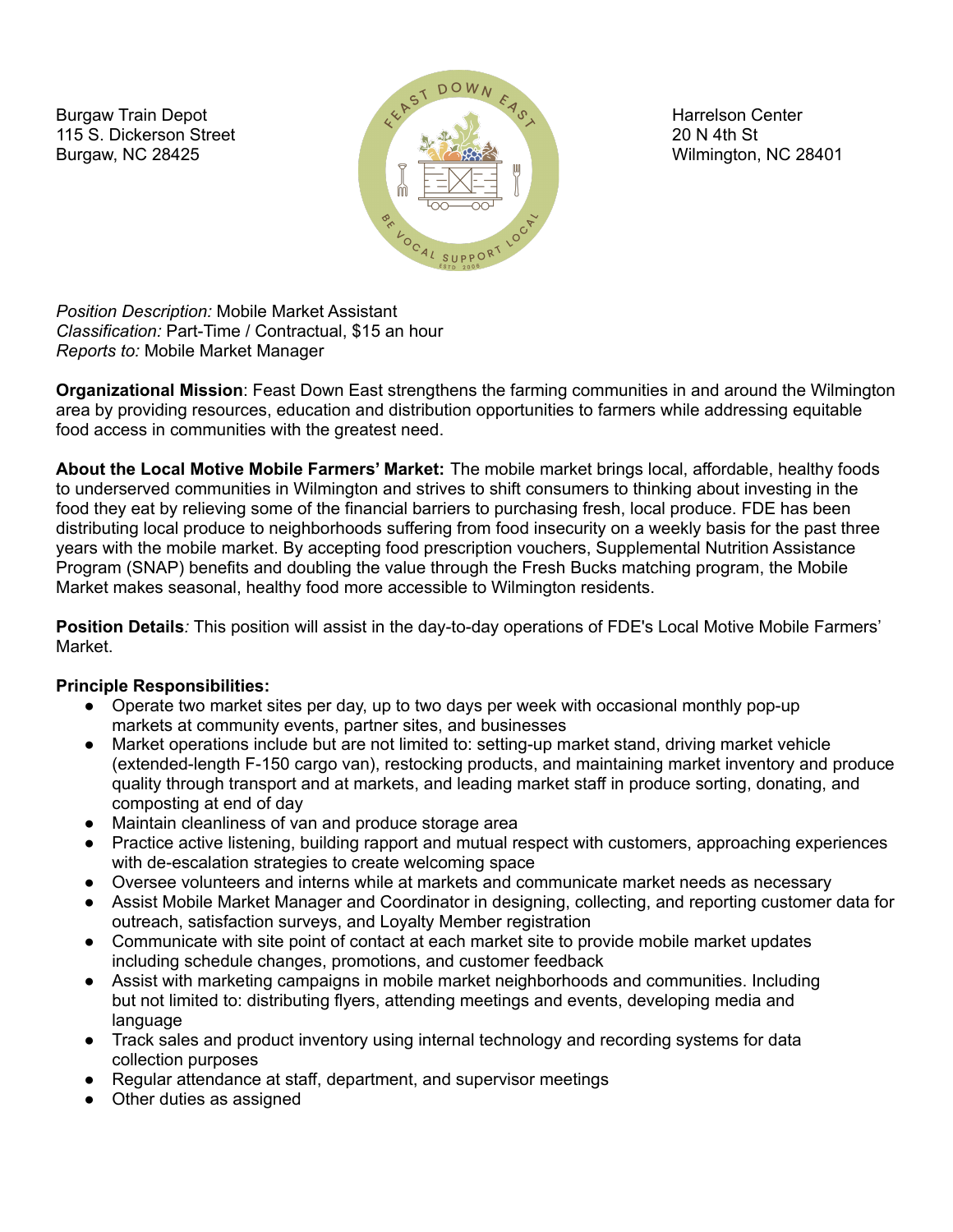Burgaw Train Depot
115 S. Dickerson Street
Burgaw, NC 28425

Harrelson Center
20 N 4th St
Wilmington, NC 28401

*Position Description:* Mobile Market Assistant
*Classification:* Part-Time / Contractual, $15 an hour
*Reports to:* Mobile Market Manager

**Organizational Mission**: Feast Down East strengthens the farming communities in and around the Wilmington area by providing resources, education and distribution opportunities to farmers while addressing equitable food access in communities with the greatest need.

**About the Local Motive Mobile Farmers' Market:** The mobile market brings local, affordable, healthy foods to underserved communities in Wilmington and strives to shift consumers to thinking about investing in the food they eat by relieving some of the financial barriers to purchasing fresh, local produce. FDE has been distributing local produce to neighborhoods suffering from food insecurity on a weekly basis for the past three years with the mobile market. By accepting food prescription vouchers, Supplemental Nutrition Assistance Program (SNAP) benefits and doubling the value through the Fresh Bucks matching program, the Mobile Market makes seasonal, healthy food more accessible to Wilmington residents.

**Position Details***:* This position will assist in the day-to-day operations of FDE's Local Motive Mobile Farmers' Market.

**Principle Responsibilities:**

- Operate two market sites per day, up to two days per week with occasional monthly pop-up markets at community events, partner sites, and businesses
- Market operations include but are not limited to: setting-up market stand, driving market vehicle (extended-length F-150 cargo van), restocking products, and maintaining market inventory and produce quality through transport and at markets, and leading market staff in produce sorting, donating, and composting at end of day
- Maintain cleanliness of van and produce storage area
- Practice active listening, building rapport and mutual respect with customers, approaching experiences with de-escalation strategies to create welcoming space
- Oversee volunteers and interns while at markets and communicate market needs as necessary
- Assist Mobile Market Manager and Coordinator in designing, collecting, and reporting customer data for outreach, satisfaction surveys, and Loyalty Member registration
- Communicate with site point of contact at each market site to provide mobile market updates including schedule changes, promotions, and customer feedback
- Assist with marketing campaigns in mobile market neighborhoods and communities. Including but not limited to: distributing flyers, attending meetings and events, developing media and language
- Track sales and product inventory using internal technology and recording systems for data collection purposes
- Regular attendance at staff, department, and supervisor meetings
- Other duties as assigned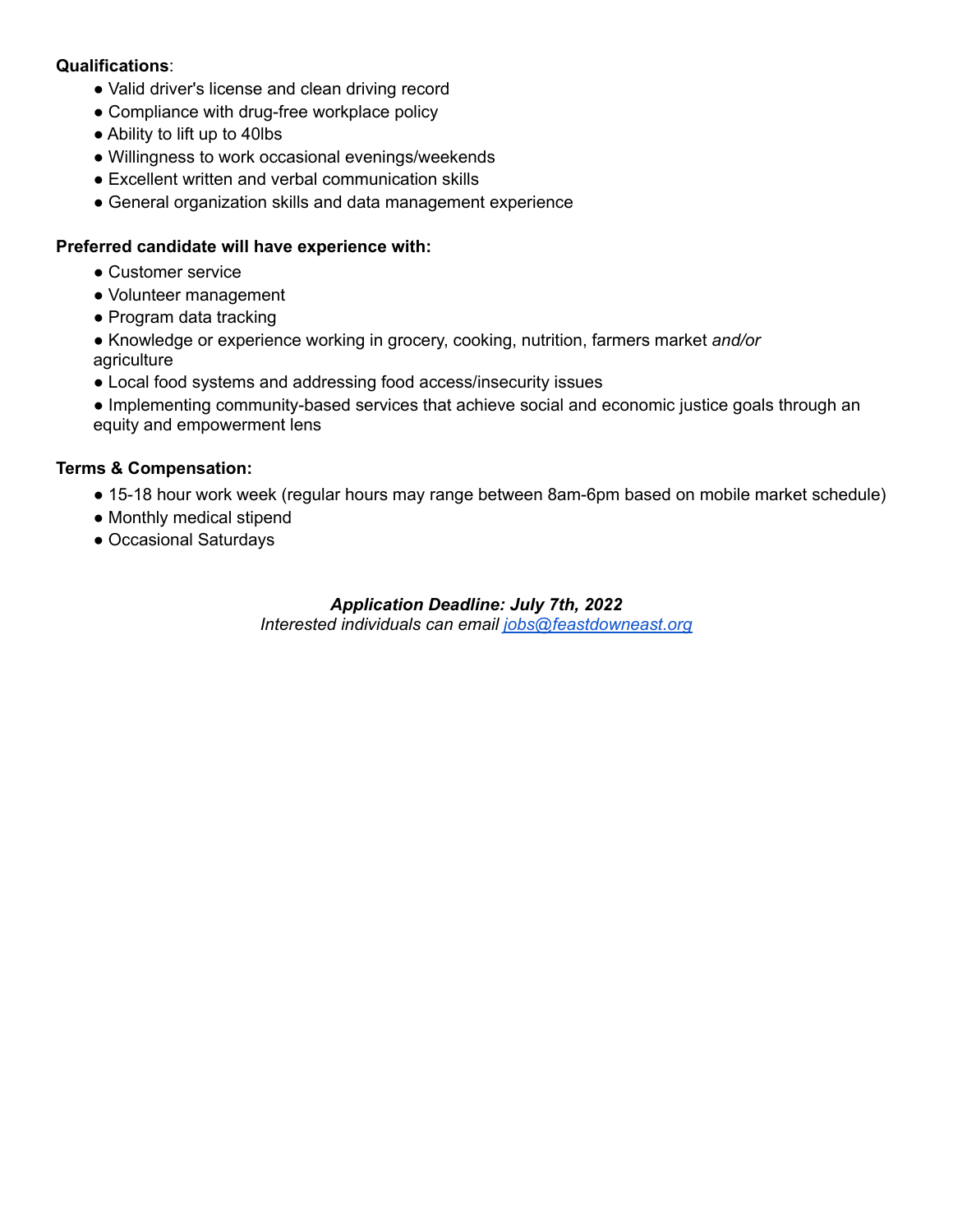**Qualifications**:

- Valid driver's license and clean driving record
- Compliance with drug-free workplace policy
- Ability to lift up to 40lbs
- Willingness to work occasional evenings/weekends
- Excellent written and verbal communication skills
- General organization skills and data management experience

**Preferred candidate will have experience with:**

- Customer service
- Volunteer management
- Program data tracking
- Knowledge or experience working in grocery, cooking, nutrition, farmers market *and/or* agriculture
- Local food systems and addressing food access/insecurity issues
- Implementing community-based services that achieve social and economic justice goals through an equity and empowerment lens

**Terms & Compensation:**

- 15-18 hour work week (regular hours may range between 8am-6pm based on mobile market schedule)
- Monthly medical stipend
- Occasional Saturdays

***Application Deadline: July 7th, 2022***

*Interested individuals can email [jobs@feastdowneast.org](mailto:jobs@feastdowneast.org)*